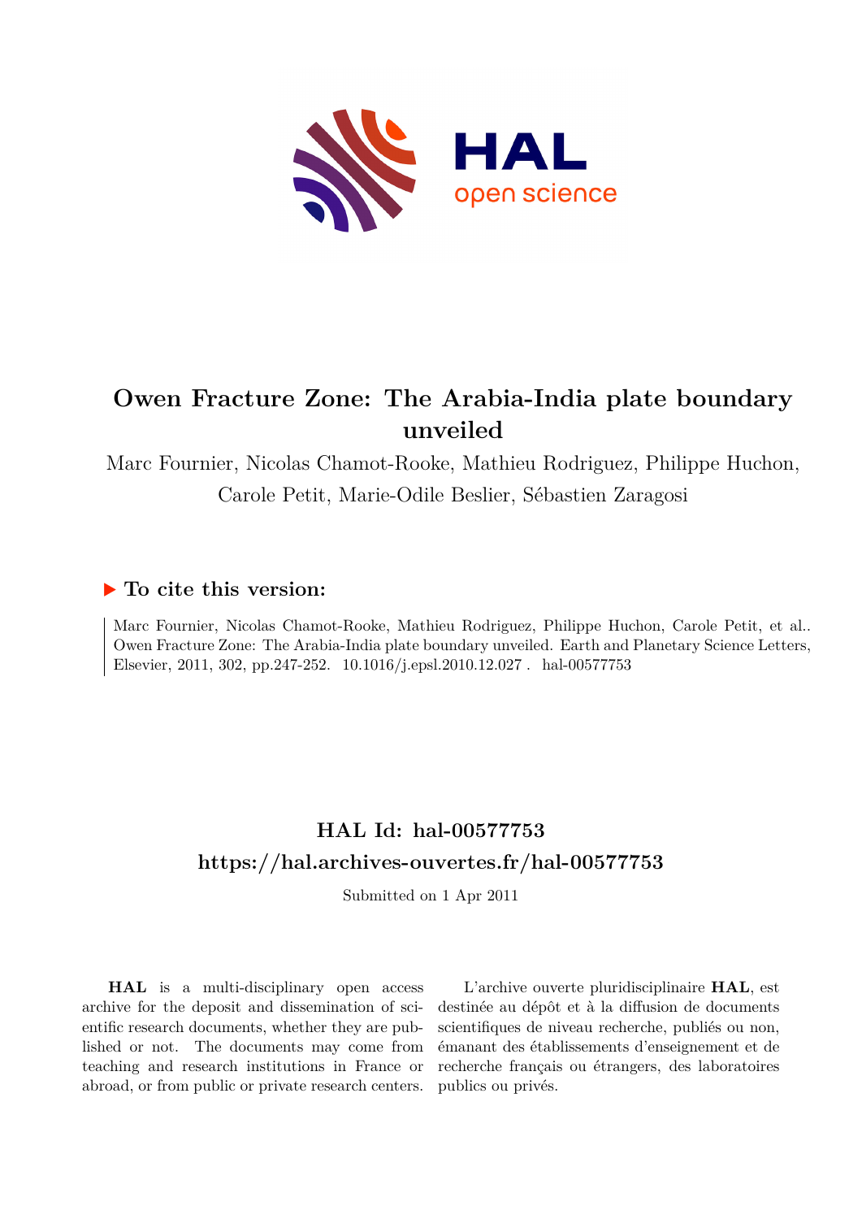# Owen Fracture Zone: The Arabia-India plate boundary unveiled

Marc Fournier, Nicolas Chamot-Rooke, Mathieu Rodriguez, Philippe Huchon, Carole Petit, Marie-Odile Beslier, Sébastien Zaragosi

## ▶ To cite this version:

Marc Fournier, Nicolas Chamot-Rooke, Mathieu Rodriguez, Philippe Huchon, Carole Petit, et al.. Owen Fracture Zone: The Arabia-India plate boundary unveiled. Earth and Planetary Science Letters, Elsevier, 2011, 302, pp.247-252. 10.1016/j.epsl.2010.12.027 . hal-00577753

## HAL Id: hal-00577753

## https://hal.archives-ouvertes.fr/hal-00577753

Submitted on 1 Apr 2011

**HAL** is a multi-disciplinary open access archive for the deposit and dissemination of scientific research documents, whether they are published or not. The documents may come from teaching and research institutions in France or abroad, or from public or private research centers.

L'archive ouverte pluridisciplinaire **HAL**, est destinée au dépôt et à la diffusion de documents scientifiques de niveau recherche, publiés ou non, émanant des établissements d'enseignement et de recherche français ou étrangers, des laboratoires publics ou privés.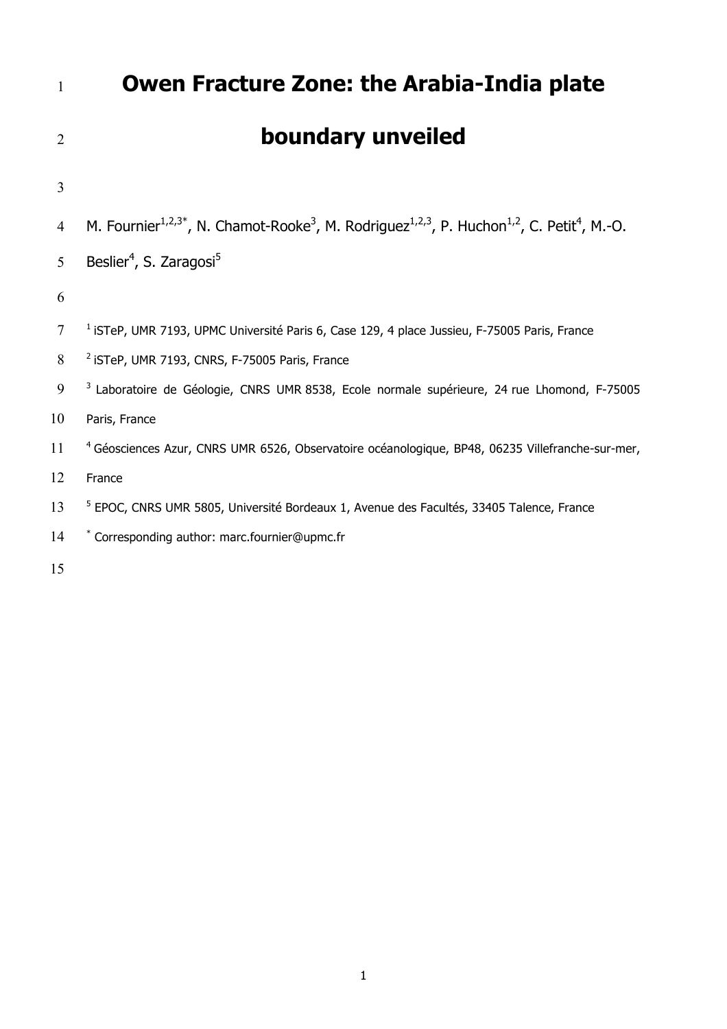# Owen Fracture Zone: the Arabia-India plate boundary unveiled

M. Fournier[1,2,3*], N. Chamot-Rooke[3], M. Rodriguez[1,2,3], P. Huchon[1,2], C. Petit[4], M.-O. Beslier[4], S. Zaragosi[5]

[1] iSTeP, UMR 7193, UPMC Université Paris 6, Case 129, 4 place Jussieu, F-75005 Paris, France

[2] iSTeP, UMR 7193, CNRS, F-75005 Paris, France

[3] Laboratoire de Géologie, CNRS UMR 8538, Ecole normale supérieure, 24 rue Lhomond, F-75005 Paris, France

[4] Géosciences Azur, CNRS UMR 6526, Observatoire océanologique, BP48, 06235 Villefranche-sur-mer, France

[5] EPOC, CNRS UMR 5805, Université Bordeaux 1, Avenue des Facultés, 33405 Talence, France

[*] Corresponding author: marc.fournier@upmc.fr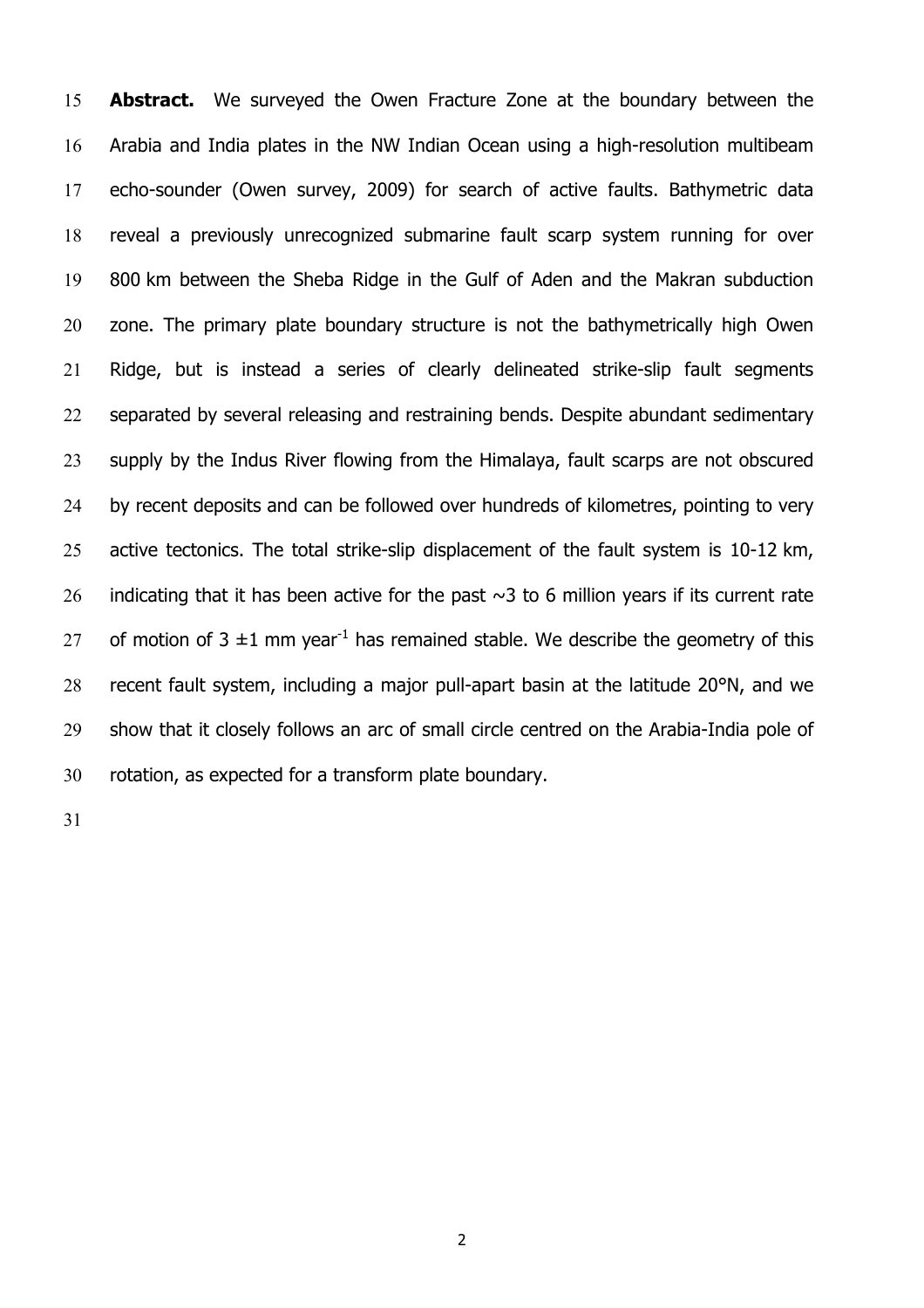**Abstract.** We surveyed the Owen Fracture Zone at the boundary between the Arabia and India plates in the NW Indian Ocean using a high-resolution multibeam echo-sounder (Owen survey, 2009) for search of active faults. Bathymetric data reveal a previously unrecognized submarine fault scarp system running for over 800 km between the Sheba Ridge in the Gulf of Aden and the Makran subduction zone. The primary plate boundary structure is not the bathymetrically high Owen Ridge, but is instead a series of clearly delineated strike-slip fault segments separated by several releasing and restraining bends. Despite abundant sedimentary supply by the Indus River flowing from the Himalaya, fault scarps are not obscured by recent deposits and can be followed over hundreds of kilometres, pointing to very active tectonics. The total strike-slip displacement of the fault system is 10-12 km, indicating that it has been active for the past ~3 to 6 million years if its current rate of motion of 3 ±1 mm year$^{-1}$ has remained stable. We describe the geometry of this recent fault system, including a major pull-apart basin at the latitude 20°N, and we show that it closely follows an arc of small circle centred on the Arabia-India pole of rotation, as expected for a transform plate boundary.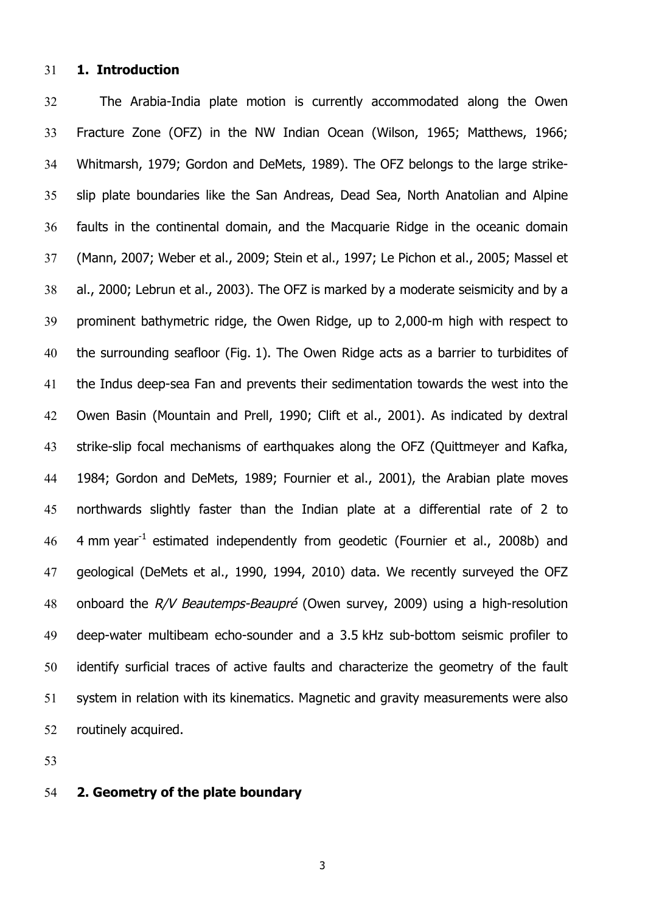## 1. Introduction

The Arabia-India plate motion is currently accommodated along the Owen Fracture Zone (OFZ) in the NW Indian Ocean (Wilson, 1965; Matthews, 1966; Whitmarsh, 1979; Gordon and DeMets, 1989). The OFZ belongs to the large strike-slip plate boundaries like the San Andreas, Dead Sea, North Anatolian and Alpine faults in the continental domain, and the Macquarie Ridge in the oceanic domain (Mann, 2007; Weber et al., 2009; Stein et al., 1997; Le Pichon et al., 2005; Massel et al., 2000; Lebrun et al., 2003). The OFZ is marked by a moderate seismicity and by a prominent bathymetric ridge, the Owen Ridge, up to 2,000-m high with respect to the surrounding seafloor (Fig. 1). The Owen Ridge acts as a barrier to turbidites of the Indus deep-sea Fan and prevents their sedimentation towards the west into the Owen Basin (Mountain and Prell, 1990; Clift et al., 2001). As indicated by dextral strike-slip focal mechanisms of earthquakes along the OFZ (Quittmeyer and Kafka, 1984; Gordon and DeMets, 1989; Fournier et al., 2001), the Arabian plate moves northwards slightly faster than the Indian plate at a differential rate of 2 to 4 mm year$^{-1}$ estimated independently from geodetic (Fournier et al., 2008b) and geological (DeMets et al., 1990, 1994, 2010) data. We recently surveyed the OFZ onboard the *R/V Beautemps-Beaupré* (Owen survey, 2009) using a high-resolution deep-water multibeam echo-sounder and a 3.5 kHz sub-bottom seismic profiler to identify surficial traces of active faults and characterize the geometry of the fault system in relation with its kinematics. Magnetic and gravity measurements were also routinely acquired.

## 2. Geometry of the plate boundary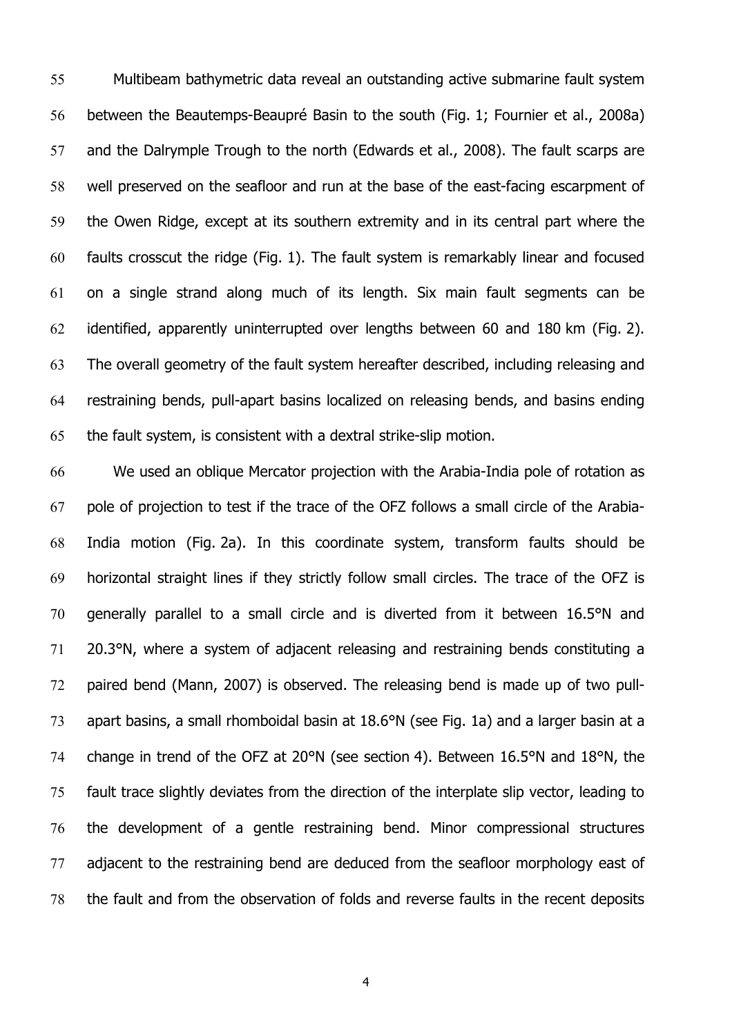Multibeam bathymetric data reveal an outstanding active submarine fault system between the Beautemps-Beaupré Basin to the south (Fig. 1; Fournier et al., 2008a) and the Dalrymple Trough to the north (Edwards et al., 2008). The fault scarps are well preserved on the seafloor and run at the base of the east-facing escarpment of the Owen Ridge, except at its southern extremity and in its central part where the faults crosscut the ridge (Fig. 1). The fault system is remarkably linear and focused on a single strand along much of its length. Six main fault segments can be identified, apparently uninterrupted over lengths between 60 and 180 km (Fig. 2). The overall geometry of the fault system hereafter described, including releasing and restraining bends, pull-apart basins localized on releasing bends, and basins ending the fault system, is consistent with a dextral strike-slip motion.

We used an oblique Mercator projection with the Arabia-India pole of rotation as pole of projection to test if the trace of the OFZ follows a small circle of the Arabia-India motion (Fig. 2a). In this coordinate system, transform faults should be horizontal straight lines if they strictly follow small circles. The trace of the OFZ is generally parallel to a small circle and is diverted from it between 16.5°N and 20.3°N, where a system of adjacent releasing and restraining bends constituting a paired bend (Mann, 2007) is observed. The releasing bend is made up of two pull-apart basins, a small rhomboidal basin at 18.6°N (see Fig. 1a) and a larger basin at a change in trend of the OFZ at 20°N (see section 4). Between 16.5°N and 18°N, the fault trace slightly deviates from the direction of the interplate slip vector, leading to the development of a gentle restraining bend. Minor compressional structures adjacent to the restraining bend are deduced from the seafloor morphology east of the fault and from the observation of folds and reverse faults in the recent deposits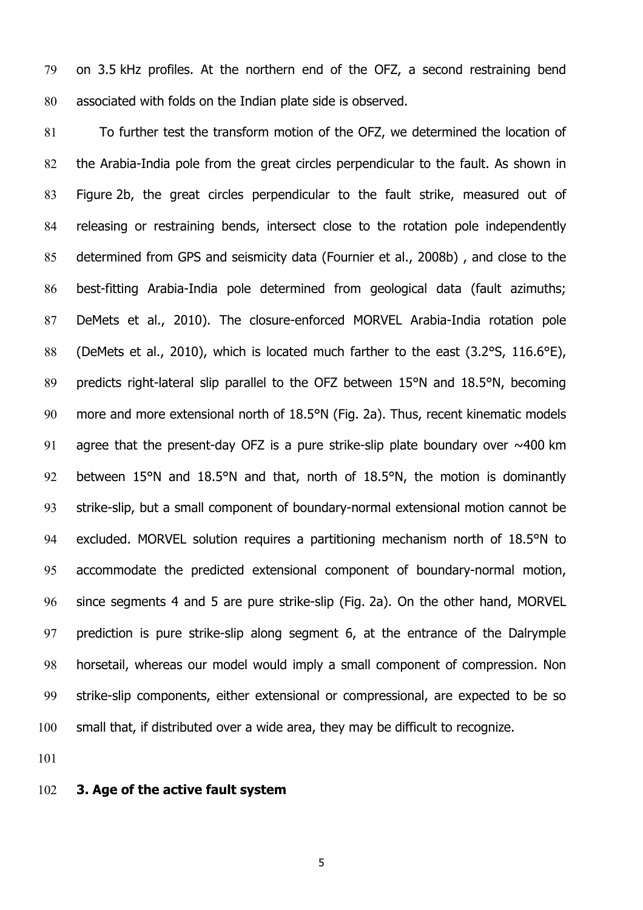on 3.5 kHz profiles. At the northern end of the OFZ, a second restraining bend associated with folds on the Indian plate side is observed.

To further test the transform motion of the OFZ, we determined the location of the Arabia-India pole from the great circles perpendicular to the fault. As shown in Figure 2b, the great circles perpendicular to the fault strike, measured out of releasing or restraining bends, intersect close to the rotation pole independently determined from GPS and seismicity data (Fournier et al., 2008b) , and close to the best-fitting Arabia-India pole determined from geological data (fault azimuths; DeMets et al., 2010). The closure-enforced MORVEL Arabia-India rotation pole (DeMets et al., 2010), which is located much farther to the east (3.2°S, 116.6°E), predicts right-lateral slip parallel to the OFZ between 15°N and 18.5°N, becoming more and more extensional north of 18.5°N (Fig. 2a). Thus, recent kinematic models agree that the present-day OFZ is a pure strike-slip plate boundary over ~400 km between 15°N and 18.5°N and that, north of 18.5°N, the motion is dominantly strike-slip, but a small component of boundary-normal extensional motion cannot be excluded. MORVEL solution requires a partitioning mechanism north of 18.5°N to accommodate the predicted extensional component of boundary-normal motion, since segments 4 and 5 are pure strike-slip (Fig. 2a). On the other hand, MORVEL prediction is pure strike-slip along segment 6, at the entrance of the Dalrymple horsetail, whereas our model would imply a small component of compression. Non strike-slip components, either extensional or compressional, are expected to be so small that, if distributed over a wide area, they may be difficult to recognize.

## 3. Age of the active fault system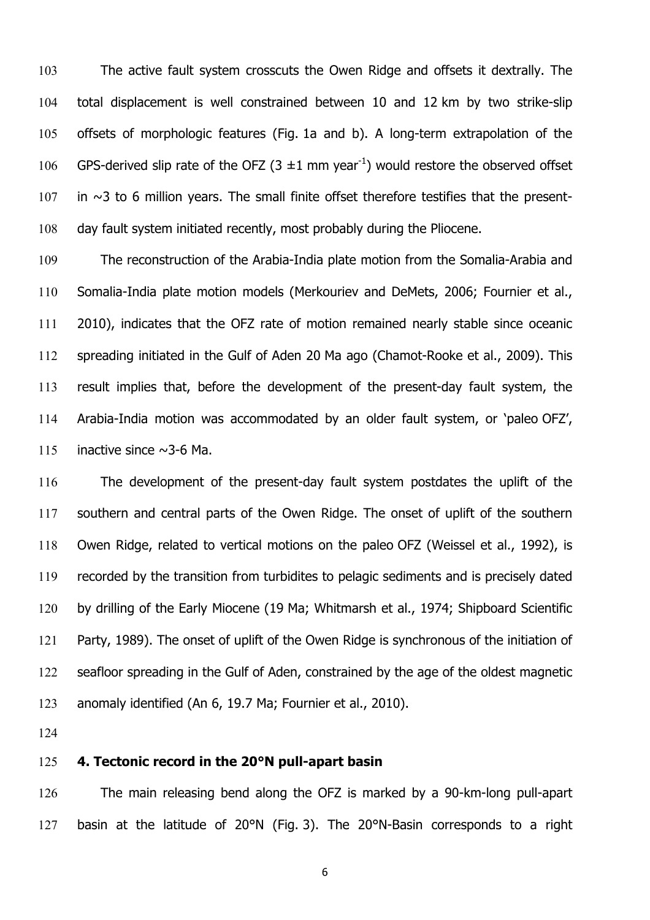The active fault system crosscuts the Owen Ridge and offsets it dextrally. The total displacement is well constrained between 10 and 12 km by two strike-slip offsets of morphologic features (Fig. 1a and b). A long-term extrapolation of the GPS-derived slip rate of the OFZ (3 ±1 mm year$^{-1}$) would restore the observed offset in ~3 to 6 million years. The small finite offset therefore testifies that the present-day fault system initiated recently, most probably during the Pliocene.

The reconstruction of the Arabia-India plate motion from the Somalia-Arabia and Somalia-India plate motion models (Merkouriev and DeMets, 2006; Fournier et al., 2010), indicates that the OFZ rate of motion remained nearly stable since oceanic spreading initiated in the Gulf of Aden 20 Ma ago (Chamot-Rooke et al., 2009). This result implies that, before the development of the present-day fault system, the Arabia-India motion was accommodated by an older fault system, or 'paleo OFZ', inactive since ~3-6 Ma.

The development of the present-day fault system postdates the uplift of the southern and central parts of the Owen Ridge. The onset of uplift of the southern Owen Ridge, related to vertical motions on the paleo OFZ (Weissel et al., 1992), is recorded by the transition from turbidites to pelagic sediments and is precisely dated by drilling of the Early Miocene (19 Ma; Whitmarsh et al., 1974; Shipboard Scientific Party, 1989). The onset of uplift of the Owen Ridge is synchronous of the initiation of seafloor spreading in the Gulf of Aden, constrained by the age of the oldest magnetic anomaly identified (An 6, 19.7 Ma; Fournier et al., 2010).

## 4. Tectonic record in the 20°N pull-apart basin

The main releasing bend along the OFZ is marked by a 90-km-long pull-apart basin at the latitude of 20°N (Fig. 3). The 20°N-Basin corresponds to a right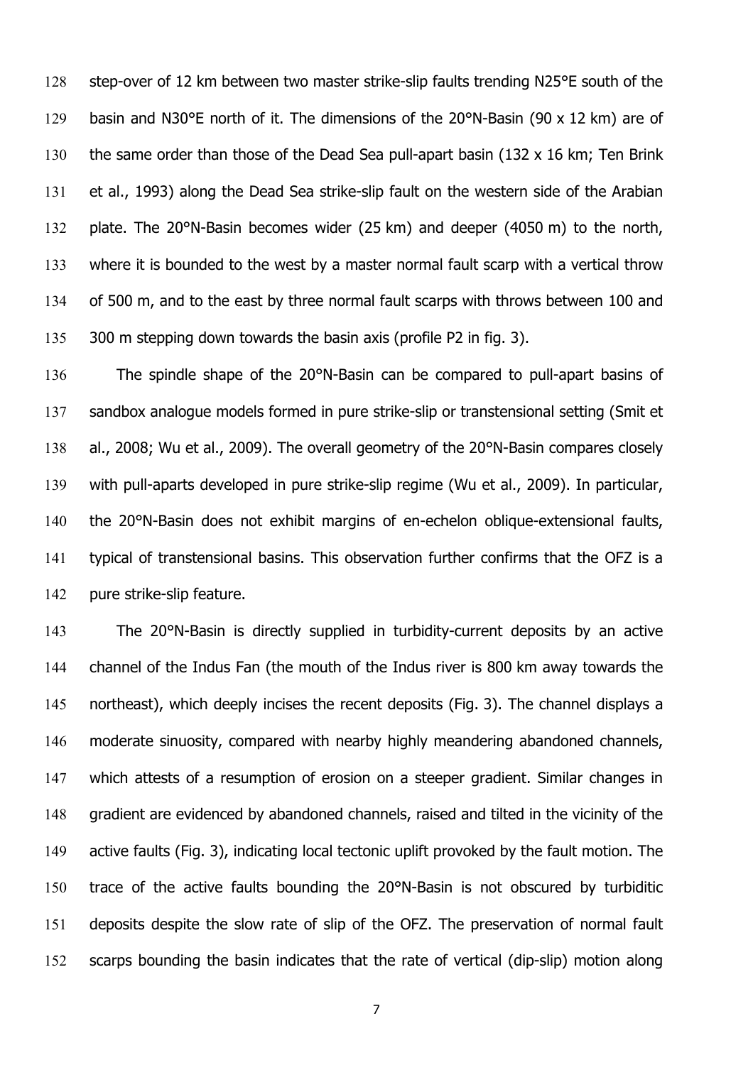step-over of 12 km between two master strike-slip faults trending N25°E south of the basin and N30°E north of it. The dimensions of the 20°N-Basin (90 x 12 km) are of the same order than those of the Dead Sea pull-apart basin (132 x 16 km; Ten Brink et al., 1993) along the Dead Sea strike-slip fault on the western side of the Arabian plate. The 20°N-Basin becomes wider (25 km) and deeper (4050 m) to the north, where it is bounded to the west by a master normal fault scarp with a vertical throw of 500 m, and to the east by three normal fault scarps with throws between 100 and 300 m stepping down towards the basin axis (profile P2 in fig. 3).

The spindle shape of the 20°N-Basin can be compared to pull-apart basins of sandbox analogue models formed in pure strike-slip or transtensional setting (Smit et al., 2008; Wu et al., 2009). The overall geometry of the 20°N-Basin compares closely with pull-aparts developed in pure strike-slip regime (Wu et al., 2009). In particular, the 20°N-Basin does not exhibit margins of en-echelon oblique-extensional faults, typical of transtensional basins. This observation further confirms that the OFZ is a pure strike-slip feature.

The 20°N-Basin is directly supplied in turbidity-current deposits by an active channel of the Indus Fan (the mouth of the Indus river is 800 km away towards the northeast), which deeply incises the recent deposits (Fig. 3). The channel displays a moderate sinuosity, compared with nearby highly meandering abandoned channels, which attests of a resumption of erosion on a steeper gradient. Similar changes in gradient are evidenced by abandoned channels, raised and tilted in the vicinity of the active faults (Fig. 3), indicating local tectonic uplift provoked by the fault motion. The trace of the active faults bounding the 20°N-Basin is not obscured by turbiditic deposits despite the slow rate of slip of the OFZ. The preservation of normal fault scarps bounding the basin indicates that the rate of vertical (dip-slip) motion along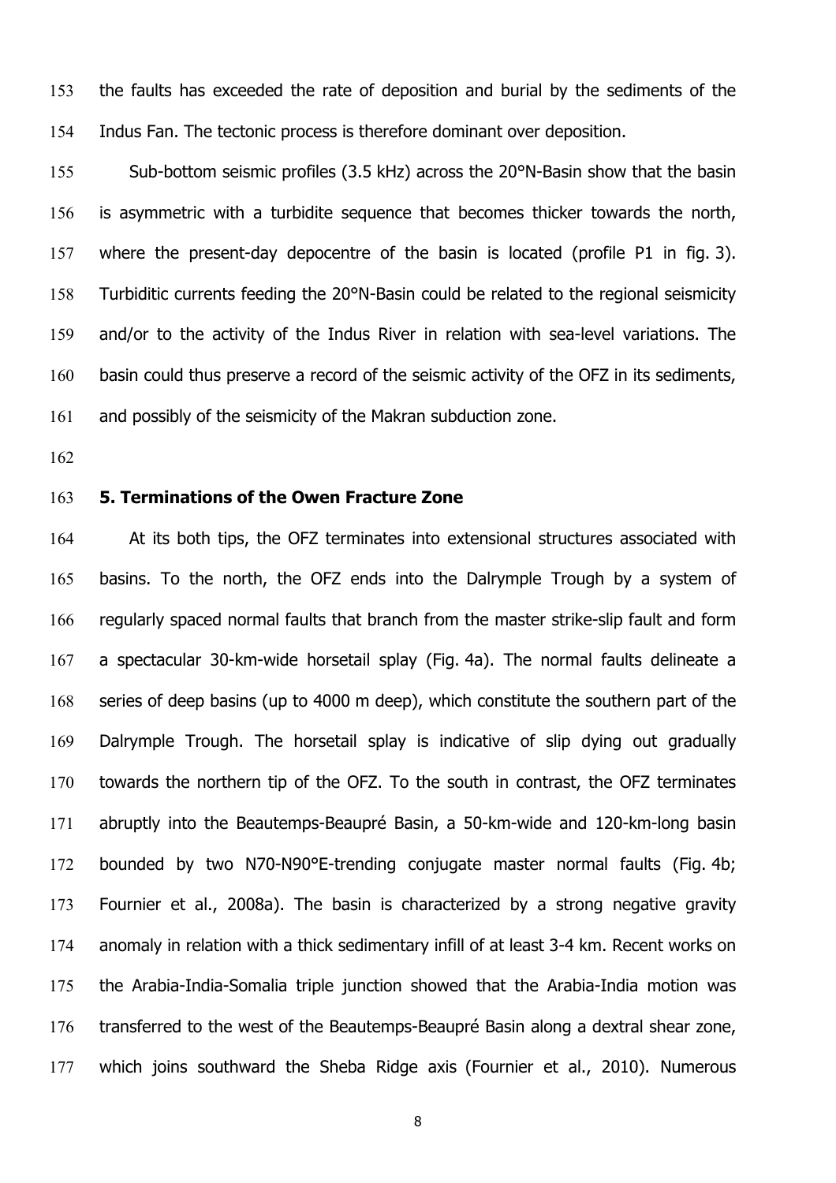the faults has exceeded the rate of deposition and burial by the sediments of the Indus Fan. The tectonic process is therefore dominant over deposition.

Sub-bottom seismic profiles (3.5 kHz) across the 20°N-Basin show that the basin is asymmetric with a turbidite sequence that becomes thicker towards the north, where the present-day depocentre of the basin is located (profile P1 in fig. 3). Turbiditic currents feeding the 20°N-Basin could be related to the regional seismicity and/or to the activity of the Indus River in relation with sea-level variations. The basin could thus preserve a record of the seismic activity of the OFZ in its sediments, and possibly of the seismicity of the Makran subduction zone.

## 5. Terminations of the Owen Fracture Zone

At its both tips, the OFZ terminates into extensional structures associated with basins. To the north, the OFZ ends into the Dalrymple Trough by a system of regularly spaced normal faults that branch from the master strike-slip fault and form a spectacular 30-km-wide horsetail splay (Fig. 4a). The normal faults delineate a series of deep basins (up to 4000 m deep), which constitute the southern part of the Dalrymple Trough. The horsetail splay is indicative of slip dying out gradually towards the northern tip of the OFZ. To the south in contrast, the OFZ terminates abruptly into the Beautemps-Beaupré Basin, a 50-km-wide and 120-km-long basin bounded by two N70-N90°E-trending conjugate master normal faults (Fig. 4b; Fournier et al., 2008a). The basin is characterized by a strong negative gravity anomaly in relation with a thick sedimentary infill of at least 3-4 km. Recent works on the Arabia-India-Somalia triple junction showed that the Arabia-India motion was transferred to the west of the Beautemps-Beaupré Basin along a dextral shear zone, which joins southward the Sheba Ridge axis (Fournier et al., 2010). Numerous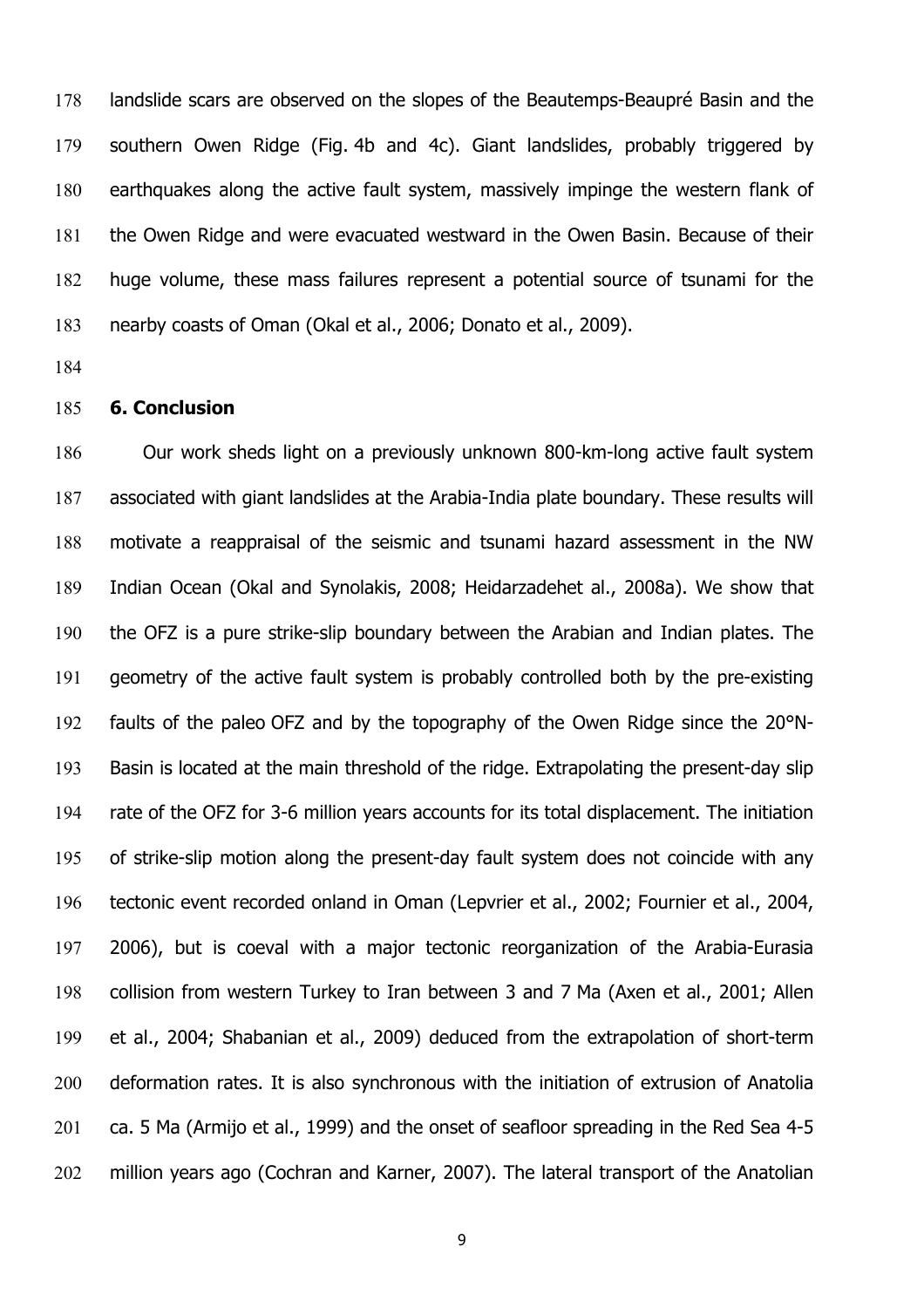landslide scars are observed on the slopes of the Beautemps-Beaupré Basin and the southern Owen Ridge (Fig. 4b and 4c). Giant landslides, probably triggered by earthquakes along the active fault system, massively impinge the western flank of the Owen Ridge and were evacuated westward in the Owen Basin. Because of their huge volume, these mass failures represent a potential source of tsunami for the nearby coasts of Oman (Okal et al., 2006; Donato et al., 2009).

## 6. Conclusion

Our work sheds light on a previously unknown 800-km-long active fault system associated with giant landslides at the Arabia-India plate boundary. These results will motivate a reappraisal of the seismic and tsunami hazard assessment in the NW Indian Ocean (Okal and Synolakis, 2008; Heidarzadehet al., 2008a). We show that the OFZ is a pure strike-slip boundary between the Arabian and Indian plates. The geometry of the active fault system is probably controlled both by the pre-existing faults of the paleo OFZ and by the topography of the Owen Ridge since the 20°N-Basin is located at the main threshold of the ridge. Extrapolating the present-day slip rate of the OFZ for 3-6 million years accounts for its total displacement. The initiation of strike-slip motion along the present-day fault system does not coincide with any tectonic event recorded onland in Oman (Lepvrier et al., 2002; Fournier et al., 2004, 2006), but is coeval with a major tectonic reorganization of the Arabia-Eurasia collision from western Turkey to Iran between 3 and 7 Ma (Axen et al., 2001; Allen et al., 2004; Shabanian et al., 2009) deduced from the extrapolation of short-term deformation rates. It is also synchronous with the initiation of extrusion of Anatolia ca. 5 Ma (Armijo et al., 1999) and the onset of seafloor spreading in the Red Sea 4-5 million years ago (Cochran and Karner, 2007). The lateral transport of the Anatolian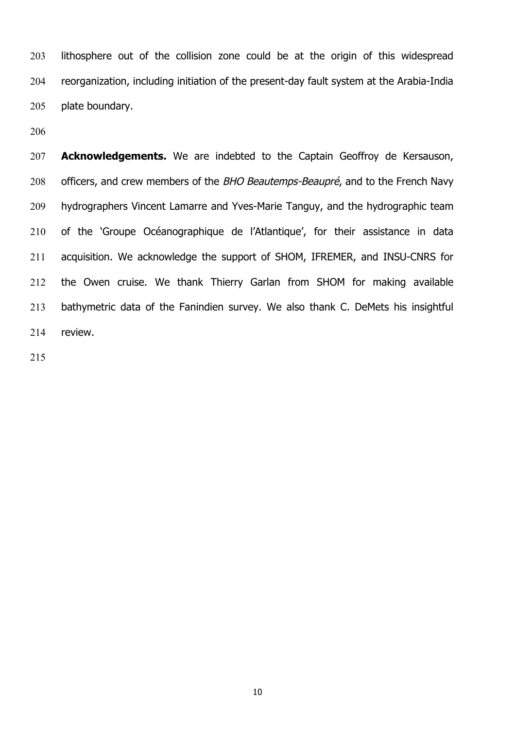lithosphere out of the collision zone could be at the origin of this widespread reorganization, including initiation of the present-day fault system at the Arabia-India plate boundary.

**Acknowledgements.** We are indebted to the Captain Geoffroy de Kersauson, officers, and crew members of the *BHO Beautemps-Beaupré*, and to the French Navy hydrographers Vincent Lamarre and Yves-Marie Tanguy, and the hydrographic team of the 'Groupe Océanographique de l'Atlantique', for their assistance in data acquisition. We acknowledge the support of SHOM, IFREMER, and INSU-CNRS for the Owen cruise. We thank Thierry Garlan from SHOM for making available bathymetric data of the Fanindien survey. We also thank C. DeMets his insightful review.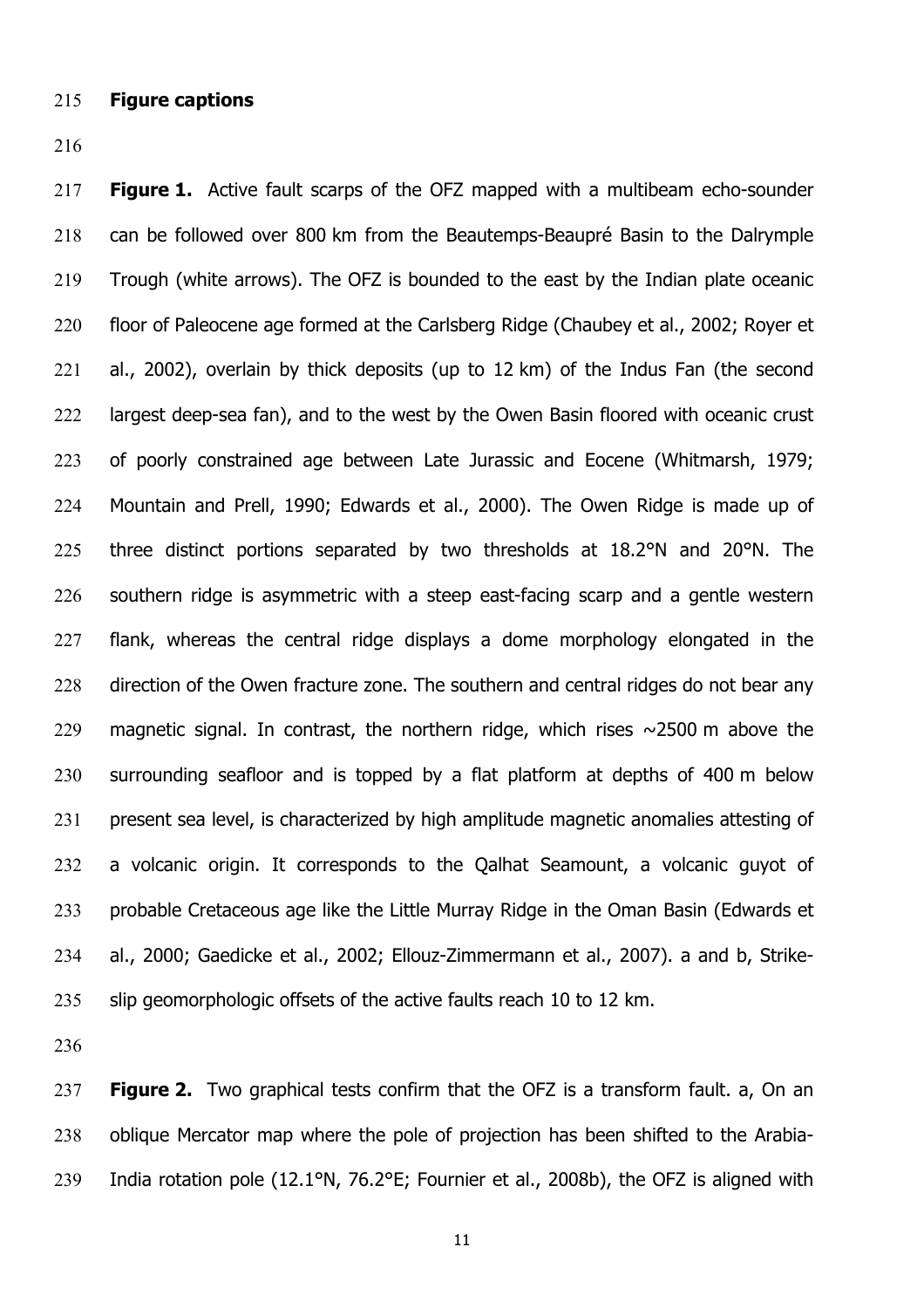**Figure captions**

**Figure 1.** Active fault scarps of the OFZ mapped with a multibeam echo-sounder can be followed over 800 km from the Beautemps-Beaupré Basin to the Dalrymple Trough (white arrows). The OFZ is bounded to the east by the Indian plate oceanic floor of Paleocene age formed at the Carlsberg Ridge (Chaubey et al., 2002; Royer et al., 2002), overlain by thick deposits (up to 12 km) of the Indus Fan (the second largest deep-sea fan), and to the west by the Owen Basin floored with oceanic crust of poorly constrained age between Late Jurassic and Eocene (Whitmarsh, 1979; Mountain and Prell, 1990; Edwards et al., 2000). The Owen Ridge is made up of three distinct portions separated by two thresholds at 18.2°N and 20°N. The southern ridge is asymmetric with a steep east-facing scarp and a gentle western flank, whereas the central ridge displays a dome morphology elongated in the direction of the Owen fracture zone. The southern and central ridges do not bear any magnetic signal. In contrast, the northern ridge, which rises ~2500 m above the surrounding seafloor and is topped by a flat platform at depths of 400 m below present sea level, is characterized by high amplitude magnetic anomalies attesting of a volcanic origin. It corresponds to the Qalhat Seamount, a volcanic guyot of probable Cretaceous age like the Little Murray Ridge in the Oman Basin (Edwards et al., 2000; Gaedicke et al., 2002; Ellouz-Zimmermann et al., 2007). a and b, Strike-slip geomorphologic offsets of the active faults reach 10 to 12 km.

**Figure 2.** Two graphical tests confirm that the OFZ is a transform fault. a, On an oblique Mercator map where the pole of projection has been shifted to the Arabia-India rotation pole (12.1°N, 76.2°E; Fournier et al., 2008b), the OFZ is aligned with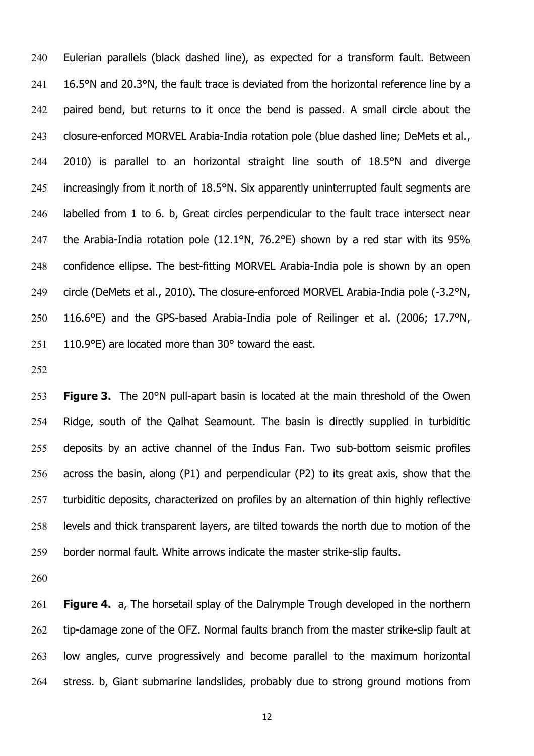Eulerian parallels (black dashed line), as expected for a transform fault. Between 16.5°N and 20.3°N, the fault trace is deviated from the horizontal reference line by a paired bend, but returns to it once the bend is passed. A small circle about the closure-enforced MORVEL Arabia-India rotation pole (blue dashed line; DeMets et al., 2010) is parallel to an horizontal straight line south of 18.5°N and diverge increasingly from it north of 18.5°N. Six apparently uninterrupted fault segments are labelled from 1 to 6. b, Great circles perpendicular to the fault trace intersect near the Arabia-India rotation pole (12.1°N, 76.2°E) shown by a red star with its 95% confidence ellipse. The best-fitting MORVEL Arabia-India pole is shown by an open circle (DeMets et al., 2010). The closure-enforced MORVEL Arabia-India pole (-3.2°N, 116.6°E) and the GPS-based Arabia-India pole of Reilinger et al. (2006; 17.7°N, 110.9°E) are located more than 30° toward the east.

**Figure 3.** The 20°N pull-apart basin is located at the main threshold of the Owen Ridge, south of the Qalhat Seamount. The basin is directly supplied in turbiditic deposits by an active channel of the Indus Fan. Two sub-bottom seismic profiles across the basin, along (P1) and perpendicular (P2) to its great axis, show that the turbiditic deposits, characterized on profiles by an alternation of thin highly reflective levels and thick transparent layers, are tilted towards the north due to motion of the border normal fault. White arrows indicate the master strike-slip faults.

**Figure 4.** a, The horsetail splay of the Dalrymple Trough developed in the northern tip-damage zone of the OFZ. Normal faults branch from the master strike-slip fault at low angles, curve progressively and become parallel to the maximum horizontal stress. b, Giant submarine landslides, probably due to strong ground motions from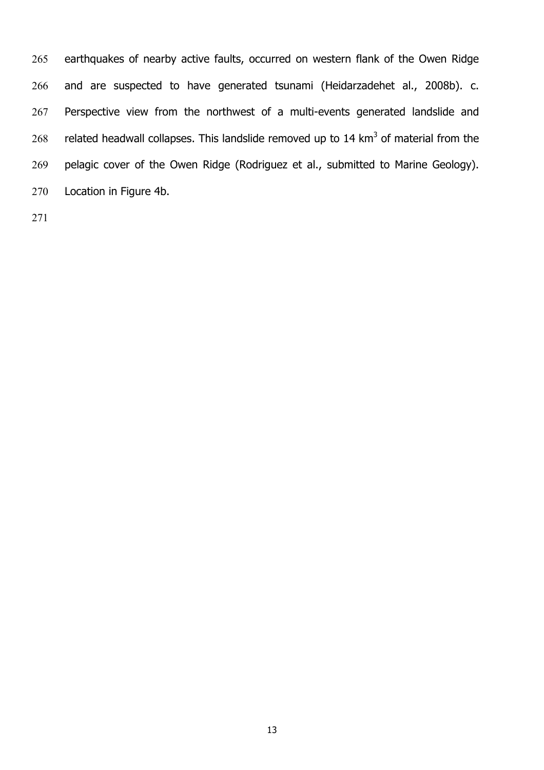earthquakes of nearby active faults, occurred on western flank of the Owen Ridge and are suspected to have generated tsunami (Heidarzadehet al., 2008b). c. Perspective view from the northwest of a multi-events generated landslide and related headwall collapses. This landslide removed up to 14 $km^3$ of material from the pelagic cover of the Owen Ridge (Rodriguez et al., submitted to Marine Geology). Location in Figure 4b.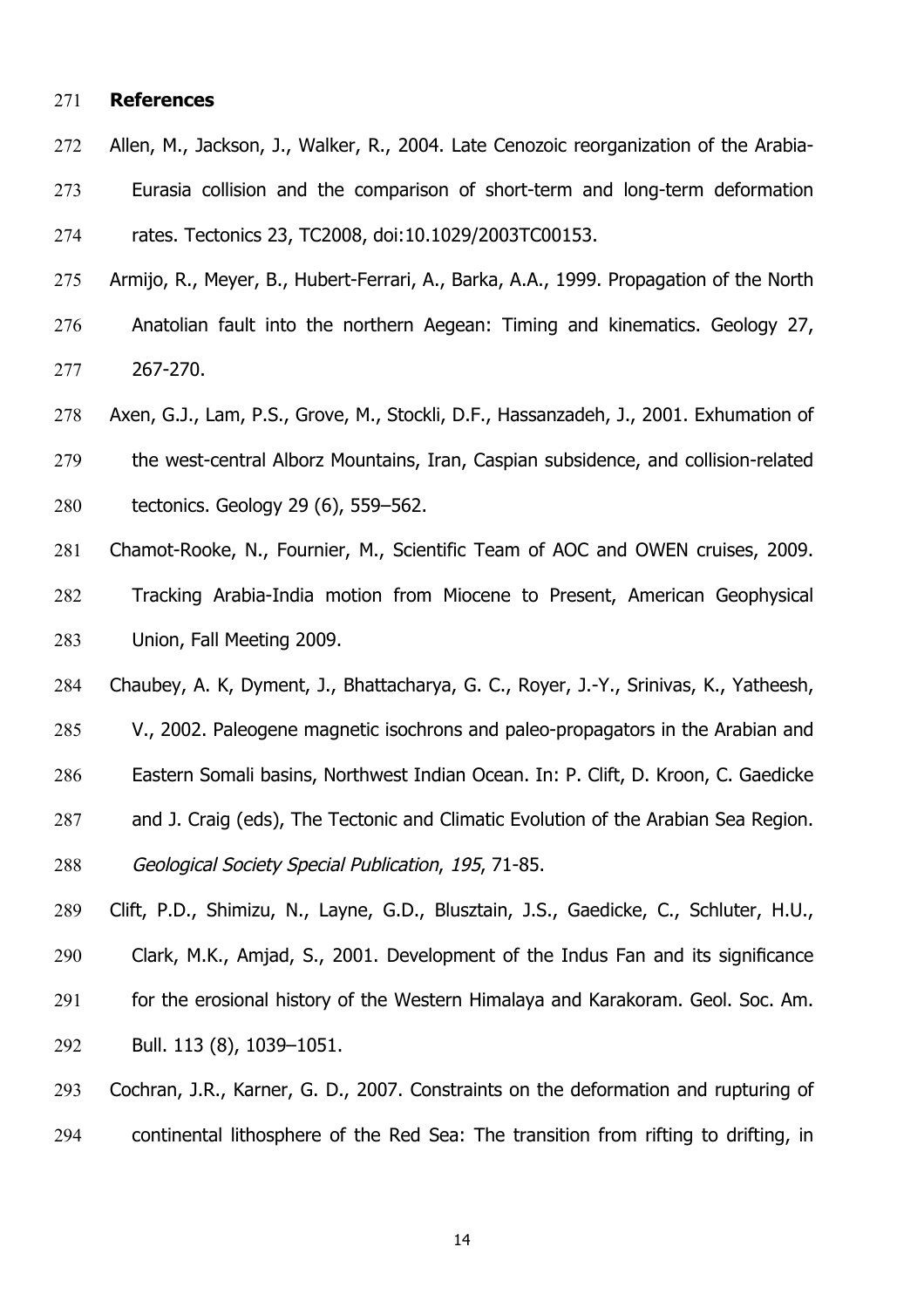**References**

Allen, M., Jackson, J., Walker, R., 2004. Late Cenozoic reorganization of the Arabia-Eurasia collision and the comparison of short-term and long-term deformation rates. Tectonics 23, TC2008, doi:10.1029/2003TC00153.

Armijo, R., Meyer, B., Hubert-Ferrari, A., Barka, A.A., 1999. Propagation of the North Anatolian fault into the northern Aegean: Timing and kinematics. Geology 27, 267-270.

Axen, G.J., Lam, P.S., Grove, M., Stockli, D.F., Hassanzadeh, J., 2001. Exhumation of the west-central Alborz Mountains, Iran, Caspian subsidence, and collision-related tectonics. Geology 29 (6), 559–562.

Chamot-Rooke, N., Fournier, M., Scientific Team of AOC and OWEN cruises, 2009. Tracking Arabia-India motion from Miocene to Present, American Geophysical Union, Fall Meeting 2009.

Chaubey, A. K, Dyment, J., Bhattacharya, G. C., Royer, J.-Y., Srinivas, K., Yatheesh, V., 2002. Paleogene magnetic isochrons and paleo-propagators in the Arabian and Eastern Somali basins, Northwest Indian Ocean. In: P. Clift, D. Kroon, C. Gaedicke and J. Craig (eds), The Tectonic and Climatic Evolution of the Arabian Sea Region. *Geological Society Special Publication*, *195*, 71-85.

Clift, P.D., Shimizu, N., Layne, G.D., Blusztain, J.S., Gaedicke, C., Schluter, H.U., Clark, M.K., Amjad, S., 2001. Development of the Indus Fan and its significance for the erosional history of the Western Himalaya and Karakoram. Geol. Soc. Am. Bull. 113 (8), 1039–1051.

Cochran, J.R., Karner, G. D., 2007. Constraints on the deformation and rupturing of continental lithosphere of the Red Sea: The transition from rifting to drifting, in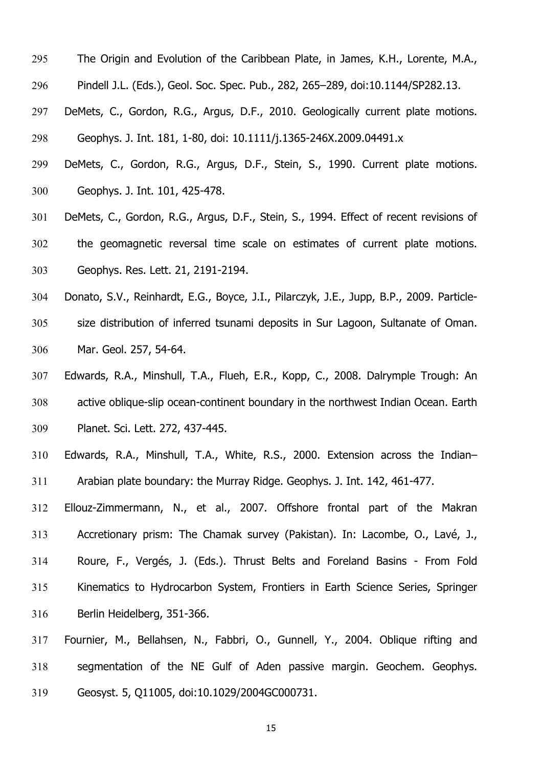The Origin and Evolution of the Caribbean Plate, in James, K.H., Lorente, M.A., Pindell J.L. (Eds.), Geol. Soc. Spec. Pub., 282, 265–289, doi:10.1144/SP282.13.

DeMets, C., Gordon, R.G., Argus, D.F., 2010. Geologically current plate motions. Geophys. J. Int. 181, 1-80, doi: 10.1111/j.1365-246X.2009.04491.x

DeMets, C., Gordon, R.G., Argus, D.F., Stein, S., 1990. Current plate motions. Geophys. J. Int. 101, 425-478.

DeMets, C., Gordon, R.G., Argus, D.F., Stein, S., 1994. Effect of recent revisions of the geomagnetic reversal time scale on estimates of current plate motions. Geophys. Res. Lett. 21, 2191-2194.

Donato, S.V., Reinhardt, E.G., Boyce, J.I., Pilarczyk, J.E., Jupp, B.P., 2009. Particle-size distribution of inferred tsunami deposits in Sur Lagoon, Sultanate of Oman. Mar. Geol. 257, 54-64.

Edwards, R.A., Minshull, T.A., Flueh, E.R., Kopp, C., 2008. Dalrymple Trough: An active oblique-slip ocean-continent boundary in the northwest Indian Ocean. Earth Planet. Sci. Lett. 272, 437-445.

Edwards, R.A., Minshull, T.A., White, R.S., 2000. Extension across the Indian–Arabian plate boundary: the Murray Ridge. Geophys. J. Int. 142, 461-477.

Ellouz-Zimmermann, N., et al., 2007. Offshore frontal part of the Makran Accretionary prism: The Chamak survey (Pakistan). In: Lacombe, O., Lavé, J., Roure, F., Vergés, J. (Eds.). Thrust Belts and Foreland Basins - From Fold Kinematics to Hydrocarbon System, Frontiers in Earth Science Series, Springer Berlin Heidelberg, 351-366.

Fournier, M., Bellahsen, N., Fabbri, O., Gunnell, Y., 2004. Oblique rifting and segmentation of the NE Gulf of Aden passive margin. Geochem. Geophys. Geosyst. 5, Q11005, doi:10.1029/2004GC000731.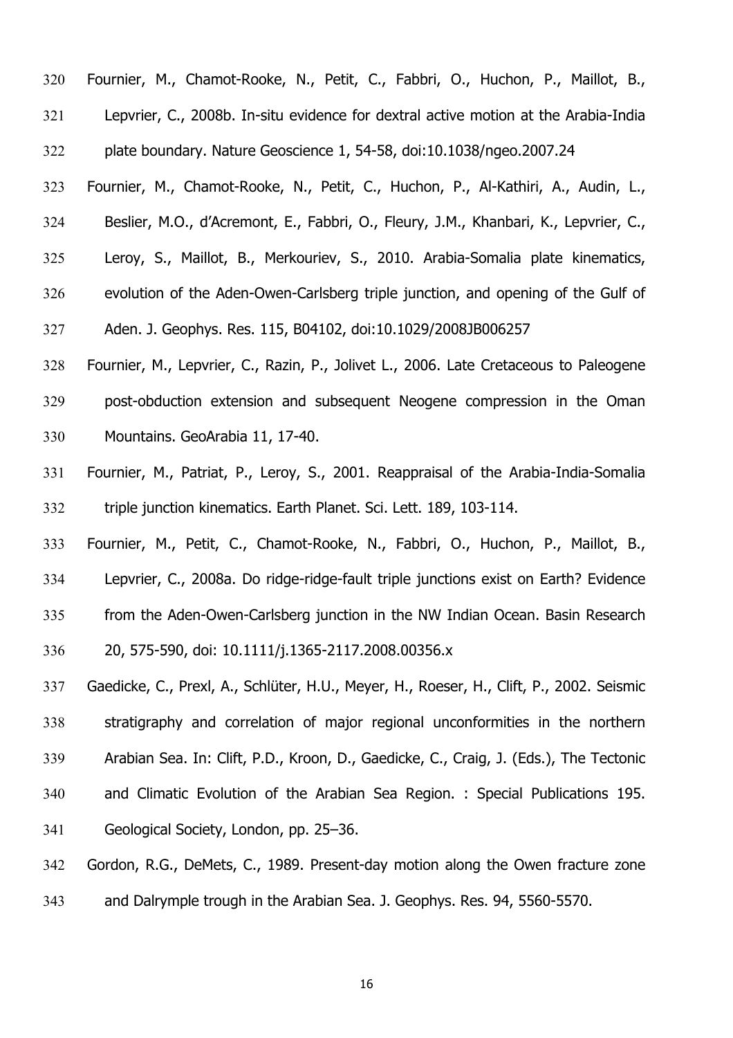Fournier, M., Chamot-Rooke, N., Petit, C., Fabbri, O., Huchon, P., Maillot, B., Lepvrier, C., 2008b. In-situ evidence for dextral active motion at the Arabia-India plate boundary. Nature Geoscience 1, 54-58, doi:10.1038/ngeo.2007.24

Fournier, M., Chamot-Rooke, N., Petit, C., Huchon, P., Al-Kathiri, A., Audin, L., Beslier, M.O., d'Acremont, E., Fabbri, O., Fleury, J.M., Khanbari, K., Lepvrier, C., Leroy, S., Maillot, B., Merkouriev, S., 2010. Arabia-Somalia plate kinematics, evolution of the Aden-Owen-Carlsberg triple junction, and opening of the Gulf of Aden. J. Geophys. Res. 115, B04102, doi:10.1029/2008JB006257

Fournier, M., Lepvrier, C., Razin, P., Jolivet L., 2006. Late Cretaceous to Paleogene post-obduction extension and subsequent Neogene compression in the Oman Mountains. GeoArabia 11, 17-40.

Fournier, M., Patriat, P., Leroy, S., 2001. Reappraisal of the Arabia-India-Somalia triple junction kinematics. Earth Planet. Sci. Lett. 189, 103-114.

Fournier, M., Petit, C., Chamot-Rooke, N., Fabbri, O., Huchon, P., Maillot, B., Lepvrier, C., 2008a. Do ridge-ridge-fault triple junctions exist on Earth? Evidence from the Aden-Owen-Carlsberg junction in the NW Indian Ocean. Basin Research 20, 575-590, doi: 10.1111/j.1365-2117.2008.00356.x

Gaedicke, C., Prexl, A., Schlüter, H.U., Meyer, H., Roeser, H., Clift, P., 2002. Seismic stratigraphy and correlation of major regional unconformities in the northern Arabian Sea. In: Clift, P.D., Kroon, D., Gaedicke, C., Craig, J. (Eds.), The Tectonic and Climatic Evolution of the Arabian Sea Region. : Special Publications 195. Geological Society, London, pp. 25–36.

Gordon, R.G., DeMets, C., 1989. Present-day motion along the Owen fracture zone and Dalrymple trough in the Arabian Sea. J. Geophys. Res. 94, 5560-5570.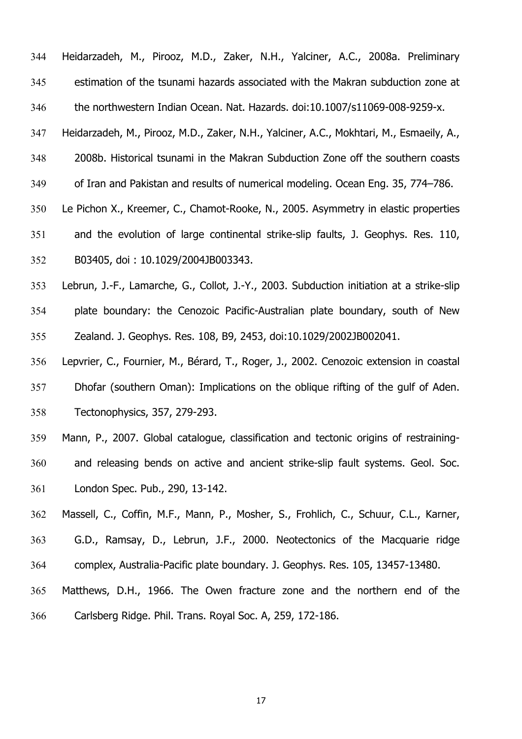Heidarzadeh, M., Pirooz, M.D., Zaker, N.H., Yalciner, A.C., 2008a. Preliminary estimation of the tsunami hazards associated with the Makran subduction zone at the northwestern Indian Ocean. Nat. Hazards. doi:10.1007/s11069-008-9259-x.

Heidarzadeh, M., Pirooz, M.D., Zaker, N.H., Yalciner, A.C., Mokhtari, M., Esmaeily, A., 2008b. Historical tsunami in the Makran Subduction Zone off the southern coasts of Iran and Pakistan and results of numerical modeling. Ocean Eng. 35, 774–786.

Le Pichon X., Kreemer, C., Chamot-Rooke, N., 2005. Asymmetry in elastic properties and the evolution of large continental strike-slip faults, J. Geophys. Res. 110, B03405, doi : 10.1029/2004JB003343.

Lebrun, J.-F., Lamarche, G., Collot, J.-Y., 2003. Subduction initiation at a strike-slip plate boundary: the Cenozoic Pacific-Australian plate boundary, south of New Zealand. J. Geophys. Res. 108, B9, 2453, doi:10.1029/2002JB002041.

Lepvrier, C., Fournier, M., Bérard, T., Roger, J., 2002. Cenozoic extension in coastal Dhofar (southern Oman): Implications on the oblique rifting of the gulf of Aden. Tectonophysics, 357, 279-293.

Mann, P., 2007. Global catalogue, classification and tectonic origins of restraining- and releasing bends on active and ancient strike-slip fault systems. Geol. Soc. London Spec. Pub., 290, 13-142.

Massell, C., Coffin, M.F., Mann, P., Mosher, S., Frohlich, C., Schuur, C.L., Karner, G.D., Ramsay, D., Lebrun, J.F., 2000. Neotectonics of the Macquarie ridge complex, Australia-Pacific plate boundary. J. Geophys. Res. 105, 13457-13480.

Matthews, D.H., 1966. The Owen fracture zone and the northern end of the Carlsberg Ridge. Phil. Trans. Royal Soc. A, 259, 172-186.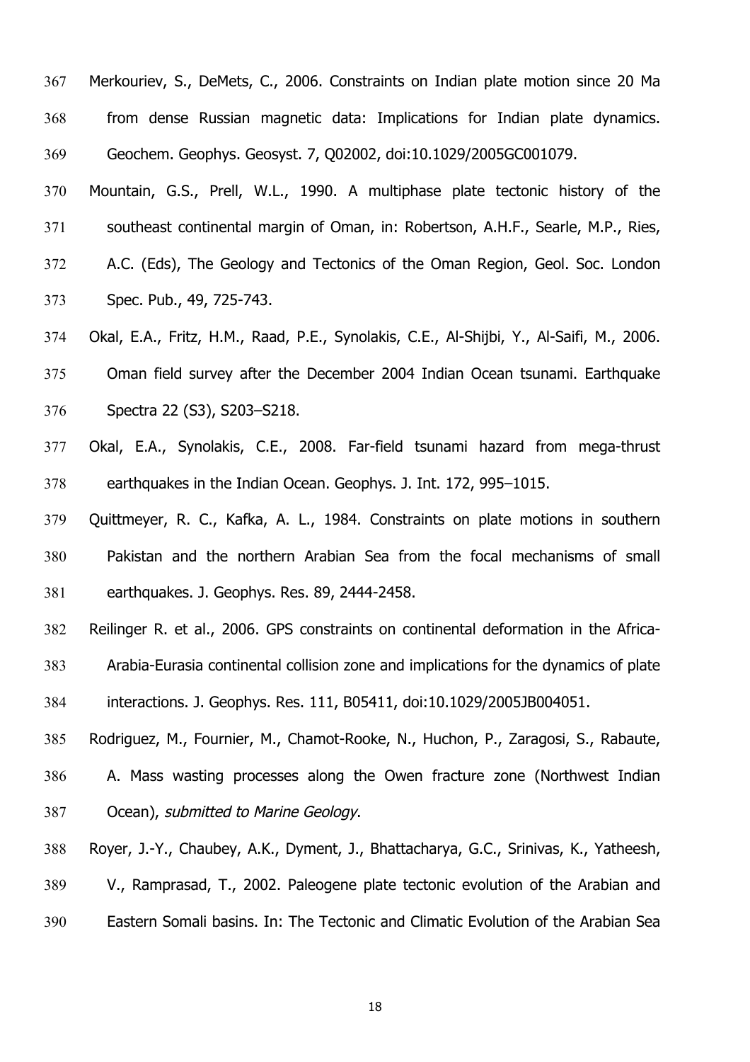Merkouriev, S., DeMets, C., 2006. Constraints on Indian plate motion since 20 Ma from dense Russian magnetic data: Implications for Indian plate dynamics. Geochem. Geophys. Geosyst. 7, Q02002, doi:10.1029/2005GC001079.

Mountain, G.S., Prell, W.L., 1990. A multiphase plate tectonic history of the southeast continental margin of Oman, in: Robertson, A.H.F., Searle, M.P., Ries, A.C. (Eds), The Geology and Tectonics of the Oman Region, Geol. Soc. London Spec. Pub., 49, 725-743.

Okal, E.A., Fritz, H.M., Raad, P.E., Synolakis, C.E., Al-Shijbi, Y., Al-Saifi, M., 2006. Oman field survey after the December 2004 Indian Ocean tsunami. Earthquake Spectra 22 (S3), S203–S218.

Okal, E.A., Synolakis, C.E., 2008. Far-field tsunami hazard from mega-thrust earthquakes in the Indian Ocean. Geophys. J. Int. 172, 995–1015.

Quittmeyer, R. C., Kafka, A. L., 1984. Constraints on plate motions in southern Pakistan and the northern Arabian Sea from the focal mechanisms of small earthquakes. J. Geophys. Res. 89, 2444-2458.

Reilinger R. et al., 2006. GPS constraints on continental deformation in the Africa-Arabia-Eurasia continental collision zone and implications for the dynamics of plate interactions. J. Geophys. Res. 111, B05411, doi:10.1029/2005JB004051.

Rodriguez, M., Fournier, M., Chamot-Rooke, N., Huchon, P., Zaragosi, S., Rabaute, A. Mass wasting processes along the Owen fracture zone (Northwest Indian Ocean), *submitted to Marine Geology*.

Royer, J.-Y., Chaubey, A.K., Dyment, J., Bhattacharya, G.C., Srinivas, K., Yatheesh, V., Ramprasad, T., 2002. Paleogene plate tectonic evolution of the Arabian and Eastern Somali basins. In: The Tectonic and Climatic Evolution of the Arabian Sea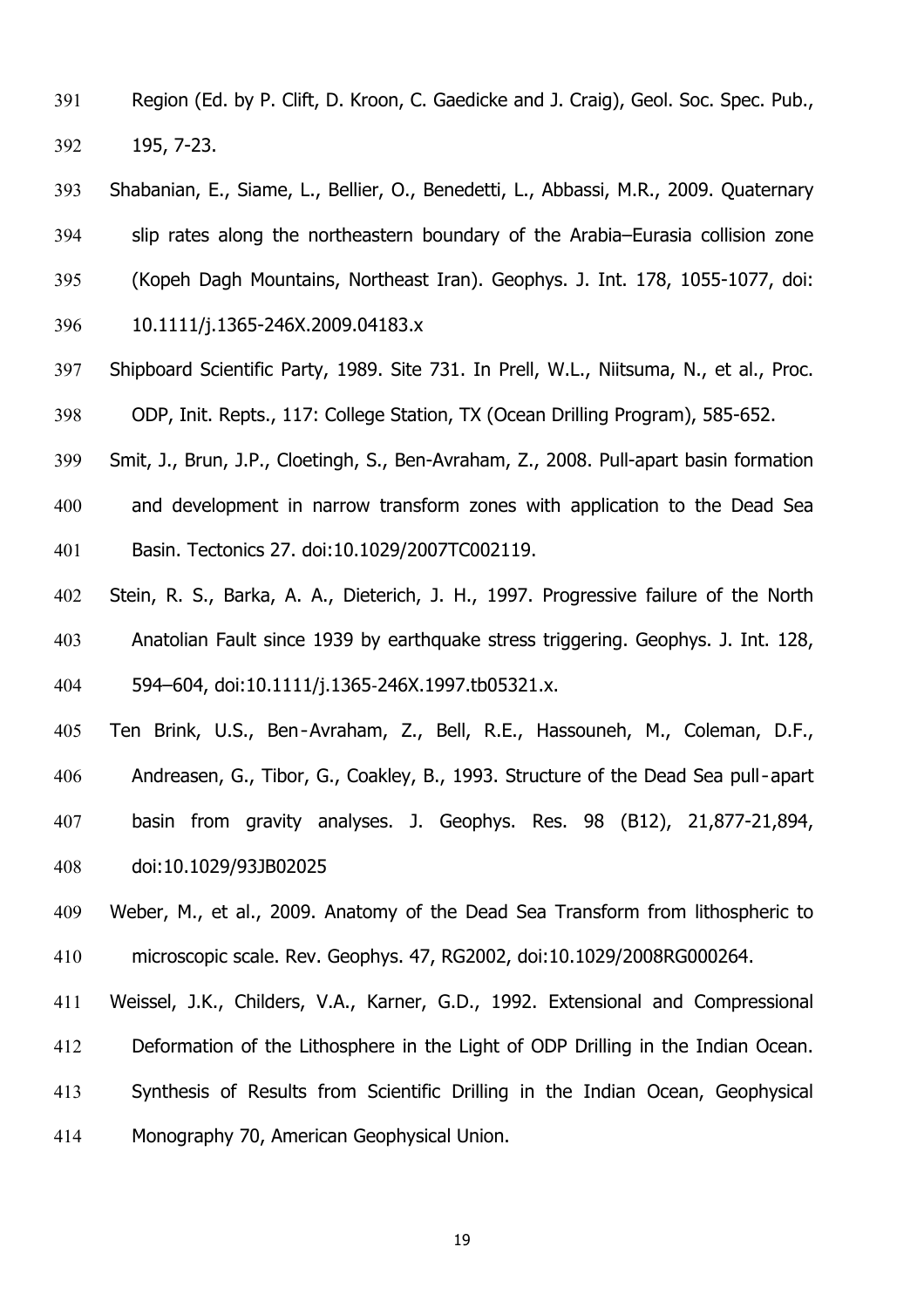Region (Ed. by P. Clift, D. Kroon, C. Gaedicke and J. Craig), Geol. Soc. Spec. Pub., 195, 7-23.

Shabanian, E., Siame, L., Bellier, O., Benedetti, L., Abbassi, M.R., 2009. Quaternary slip rates along the northeastern boundary of the Arabia–Eurasia collision zone (Kopeh Dagh Mountains, Northeast Iran). Geophys. J. Int. 178, 1055-1077, doi: 10.1111/j.1365-246X.2009.04183.x

Shipboard Scientific Party, 1989. Site 731. In Prell, W.L., Niitsuma, N., et al., Proc. ODP, Init. Repts., 117: College Station, TX (Ocean Drilling Program), 585-652.

Smit, J., Brun, J.P., Cloetingh, S., Ben-Avraham, Z., 2008. Pull-apart basin formation and development in narrow transform zones with application to the Dead Sea Basin. Tectonics 27. doi:10.1029/2007TC002119.

Stein, R. S., Barka, A. A., Dieterich, J. H., 1997. Progressive failure of the North Anatolian Fault since 1939 by earthquake stress triggering. Geophys. J. Int. 128, 594–604, doi:10.1111/j.1365-246X.1997.tb05321.x.

Ten Brink, U.S., Ben-Avraham, Z., Bell, R.E., Hassouneh, M., Coleman, D.F., Andreasen, G., Tibor, G., Coakley, B., 1993. Structure of the Dead Sea pull-apart basin from gravity analyses. J. Geophys. Res. 98 (B12), 21,877-21,894, doi:10.1029/93JB02025

Weber, M., et al., 2009. Anatomy of the Dead Sea Transform from lithospheric to microscopic scale. Rev. Geophys. 47, RG2002, doi:10.1029/2008RG000264.

Weissel, J.K., Childers, V.A., Karner, G.D., 1992. Extensional and Compressional Deformation of the Lithosphere in the Light of ODP Drilling in the Indian Ocean. Synthesis of Results from Scientific Drilling in the Indian Ocean, Geophysical Monography 70, American Geophysical Union.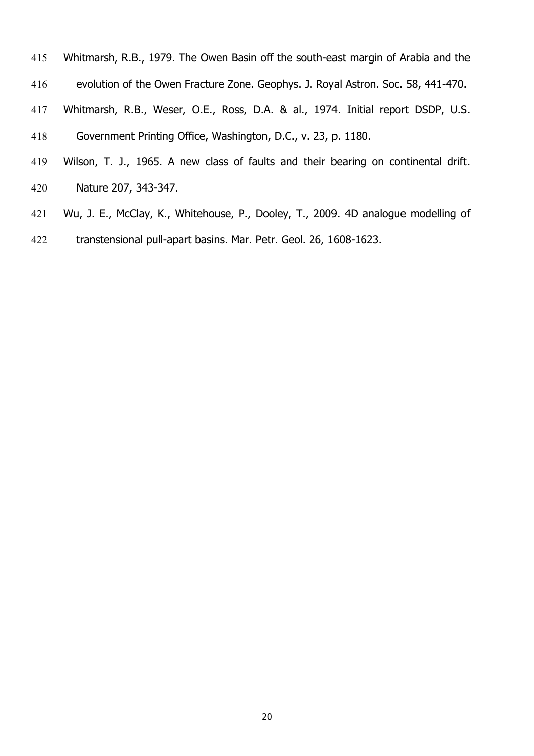Whitmarsh, R.B., 1979. The Owen Basin off the south-east margin of Arabia and the evolution of the Owen Fracture Zone. Geophys. J. Royal Astron. Soc. 58, 441-470.

Whitmarsh, R.B., Weser, O.E., Ross, D.A. & al., 1974. Initial report DSDP, U.S. Government Printing Office, Washington, D.C., v. 23, p. 1180.

Wilson, T. J., 1965. A new class of faults and their bearing on continental drift. Nature 207, 343-347.

Wu, J. E., McClay, K., Whitehouse, P., Dooley, T., 2009. 4D analogue modelling of transtensional pull-apart basins. Mar. Petr. Geol. 26, 1608-1623.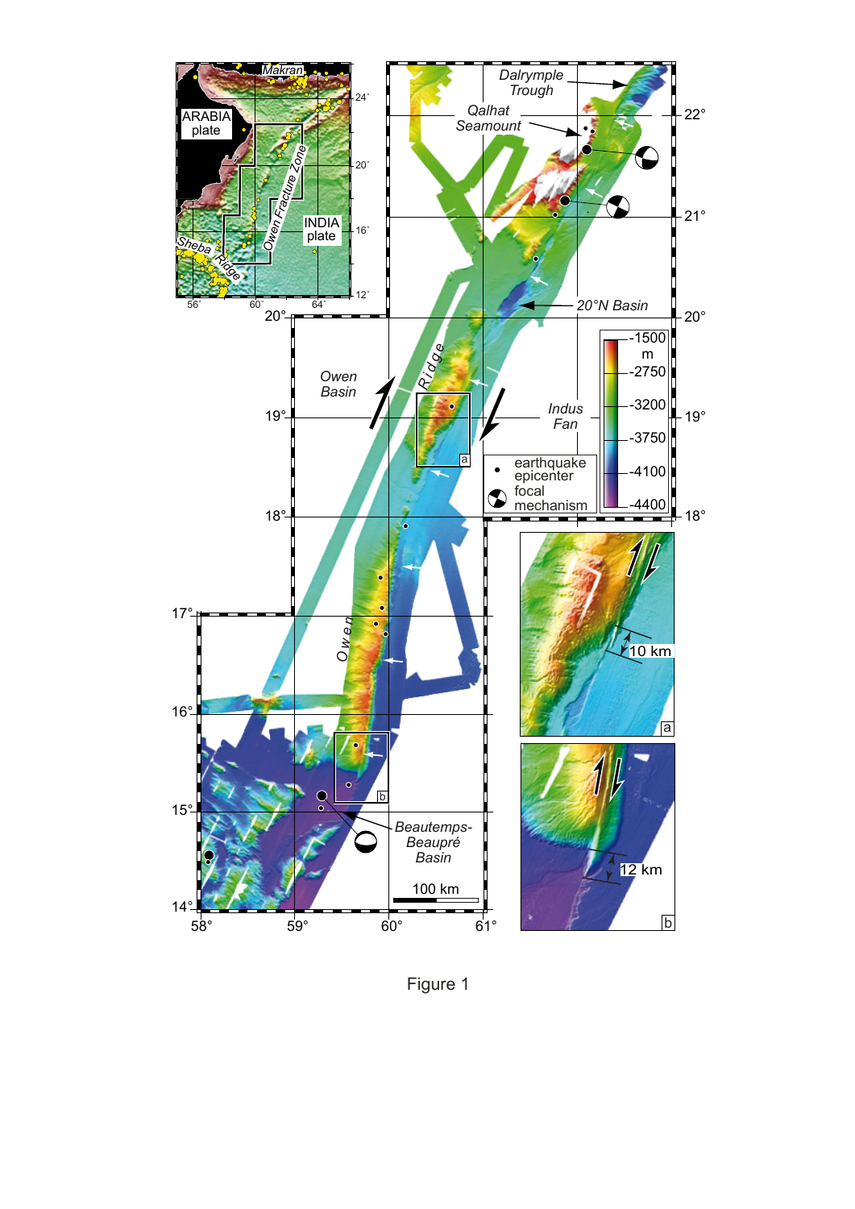Figure 1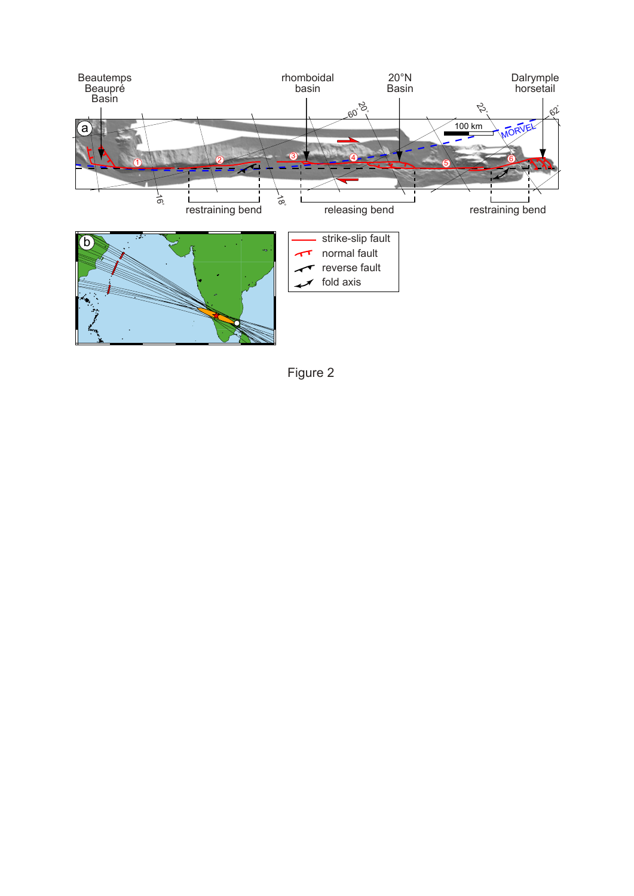Figure 2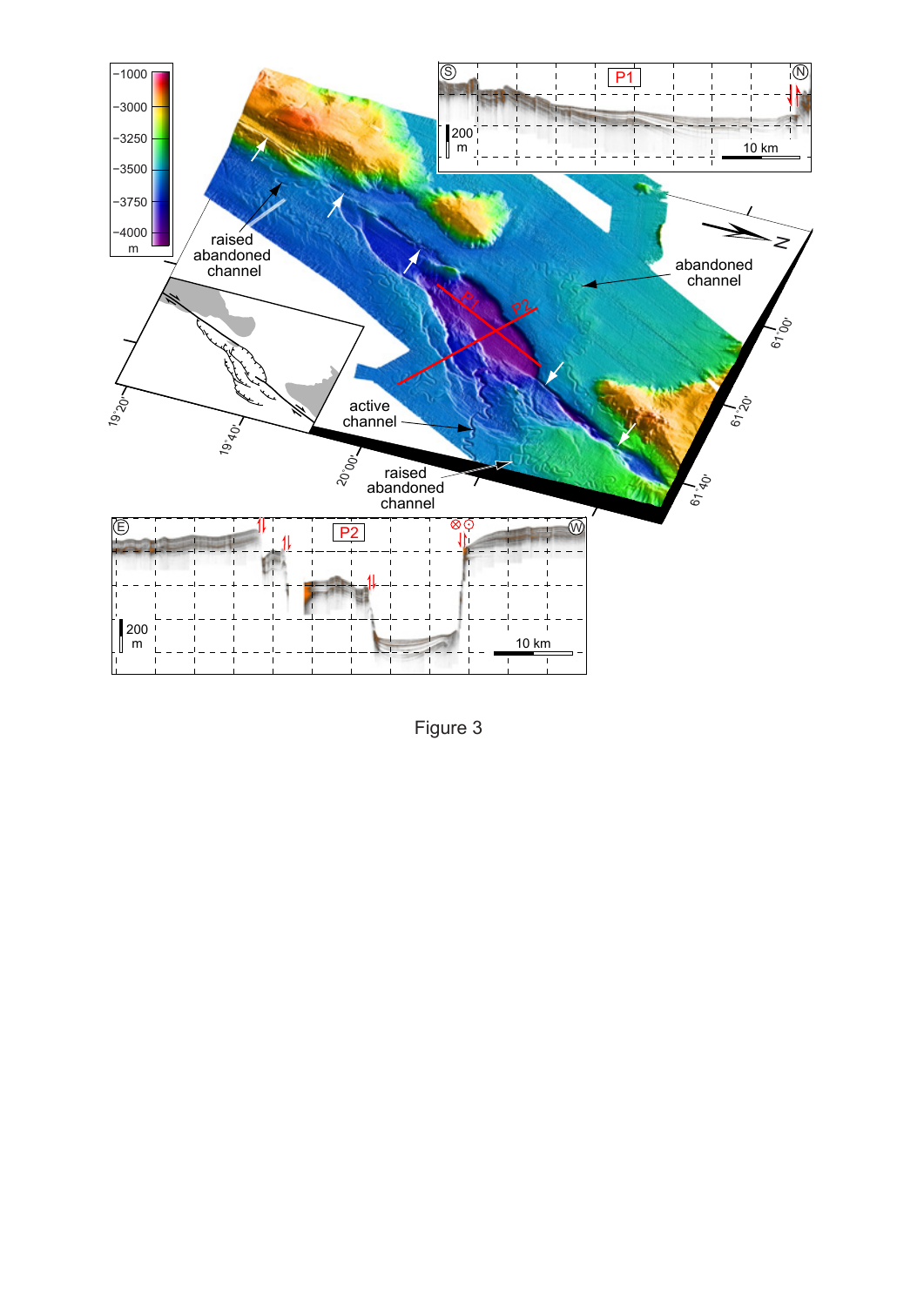Figure 3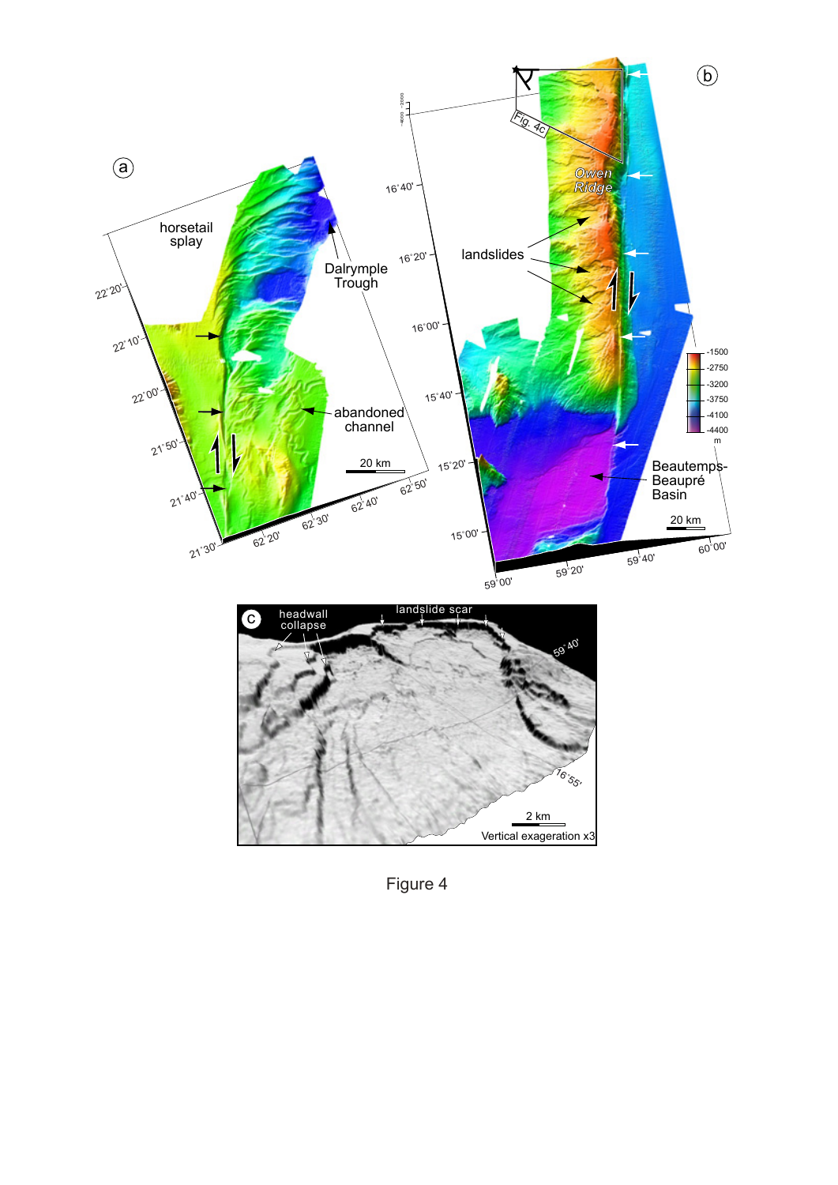a

horsetail splay

Dalrymple Trough

abandoned channel

20 km

22˚20'

22˚10'

22˚00'

21˚50'

21˚40'

21˚30'

62˚20'

62˚30'

62˚40'

62˚50'

b

Fig. 4c

Owen Ridge

landslides

Beautemps-Beaupré Basin

20 km

16˚40'

16˚20'

16˚00'

15˚40'

15˚20'

15˚00'

59˚00'

59˚20'

59˚40'

60˚00'

-1500

-2750

-3200

-3750

-4100

-4400

m

c

headwall collapse

landslide scar

59˚40'

16˚55'

2 km

Vertical exageration x3

Figure 4